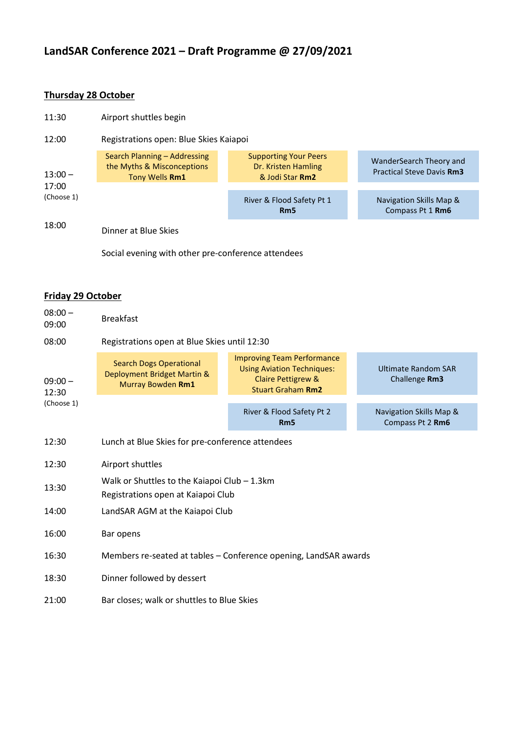# LandSAR Conference 2021 – Draft Programme @ 27/09/2021

## Thursday 28 October

| Time | Programme | | |
|---|---|---|---|
| 11:30 | Airport shuttles begin | | |
| 12:00 | Registrations open: Blue Skies Kaiapoi | | |
| 13:00 – 17:00 (Choose 1) | Search Planning – Addressing the Myths & Misconceptions Tony Wells **Rm1** | Supporting Your Peers Dr. Kristen Hamling & Jodi Star **Rm2** | WanderSearch Theory and Practical Steve Davis **Rm3** |
| | | River & Flood Safety Pt 1 **Rm5** | Navigation Skills Map & Compass Pt 1 **Rm6** |
| 18:00 | Dinner at Blue Skies | | |
| | Social evening with other pre-conference attendees | | |

## Friday 29 October

| Time | Programme | | |
|---|---|---|---|
| 08:00 – 09:00 | Breakfast | | |
| 08:00 | Registrations open at Blue Skies until 12:30 | | |
| 09:00 – 12:30 (Choose 1) | Search Dogs Operational Deployment Bridget Martin & Murray Bowden **Rm1** | Improving Team Performance Using Aviation Techniques: Claire Pettigrew & Stuart Graham **Rm2** | Ultimate Random SAR Challenge **Rm3** |
| | | River & Flood Safety Pt 2 **Rm5** | Navigation Skills Map & Compass Pt 2 **Rm6** |
| 12:30 | Lunch at Blue Skies for pre-conference attendees | | |
| 12:30 | Airport shuttles | | |
| 13:30 | Walk or Shuttles to the Kaiapoi Club – 1.3km<br>Registrations open at Kaiapoi Club | | |
| 14:00 | LandSAR AGM at the Kaiapoi Club | | |
| 16:00 | Bar opens | | |
| 16:30 | Members re-seated at tables – Conference opening, LandSAR awards | | |
| 18:30 | Dinner followed by dessert | | |
| 21:00 | Bar closes; walk or shuttles to Blue Skies | | |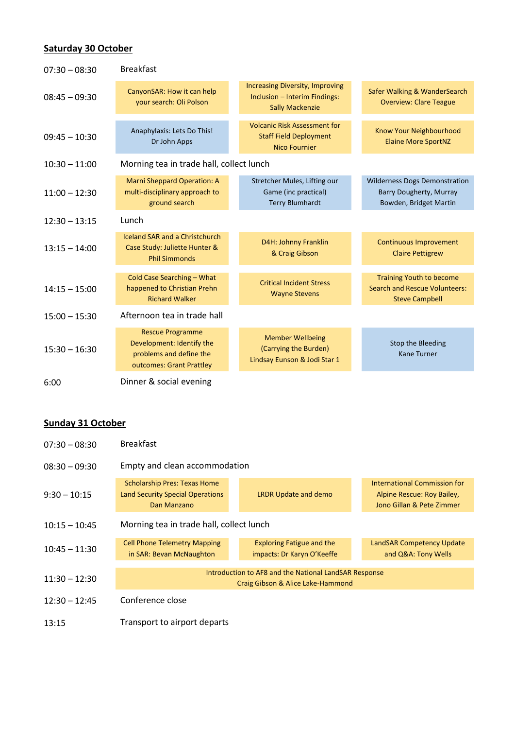## Saturday 30 October

| | | | |
|---|---|---|---|
| 07:30 – 08:30 | Breakfast | | |
| 08:45 – 09:30 | CanyonSAR: How it can help your search: Oli Polson | Increasing Diversity, Improving Inclusion – Interim Findings: Sally Mackenzie | Safer Walking & WanderSearch Overview: Clare Teague |
| 09:45 – 10:30 | Anaphylaxis: Lets Do This! Dr John Apps | Volcanic Risk Assessment for Staff Field Deployment Nico Fournier | Know Your Neighbourhood Elaine More SportNZ |
| 10:30 – 11:00 | Morning tea in trade hall, collect lunch | | |
| 11:00 – 12:30 | Marni Sheppard Operation: A multi-disciplinary approach to ground search | Stretcher Mules, Lifting our Game (inc practical) Terry Blumhardt | Wilderness Dogs Demonstration Barry Dougherty, Murray Bowden, Bridget Martin |
| 12:30 – 13:15 | Lunch | | |
| 13:15 – 14:00 | Iceland SAR and a Christchurch Case Study: Juliette Hunter & Phil Simmonds | D4H: Johnny Franklin & Craig Gibson | Continuous Improvement Claire Pettigrew |
| 14:15 – 15:00 | Cold Case Searching – What happened to Christian Prehn Richard Walker | Critical Incident Stress Wayne Stevens | Training Youth to become Search and Rescue Volunteers: Steve Campbell |
| 15:00 – 15:30 | Afternoon tea in trade hall | | |
| 15:30 – 16:30 | Rescue Programme Development: Identify the problems and define the outcomes: Grant Prattley | Member Wellbeing (Carrying the Burden) Lindsay Eunson & Jodi Star 1 | Stop the Bleeding Kane Turner |
| 6:00 | Dinner & social evening | | |

## Sunday 31 October

| | | | |
|---|---|---|---|
| 07:30 – 08:30 | Breakfast | | |
| 08:30 – 09:30 | Empty and clean accommodation | | |
| 9:30 – 10:15 | Scholarship Pres: Texas Home Land Security Special Operations Dan Manzano | LRDR Update and demo | International Commission for Alpine Rescue: Roy Bailey, Jono Gillan & Pete Zimmer |
| 10:15 – 10:45 | Morning tea in trade hall, collect lunch | | |
| 10:45 – 11:30 | Cell Phone Telemetry Mapping in SAR: Bevan McNaughton | Exploring Fatigue and the impacts: Dr Karyn O'Keeffe | LandSAR Competency Update and Q&A: Tony Wells |
| 11:30 – 12:30 | Introduction to AF8 and the National LandSAR Response Craig Gibson & Alice Lake-Hammond | | |
| 12:30 – 12:45 | Conference close | | |
| 13:15 | Transport to airport departs | | |